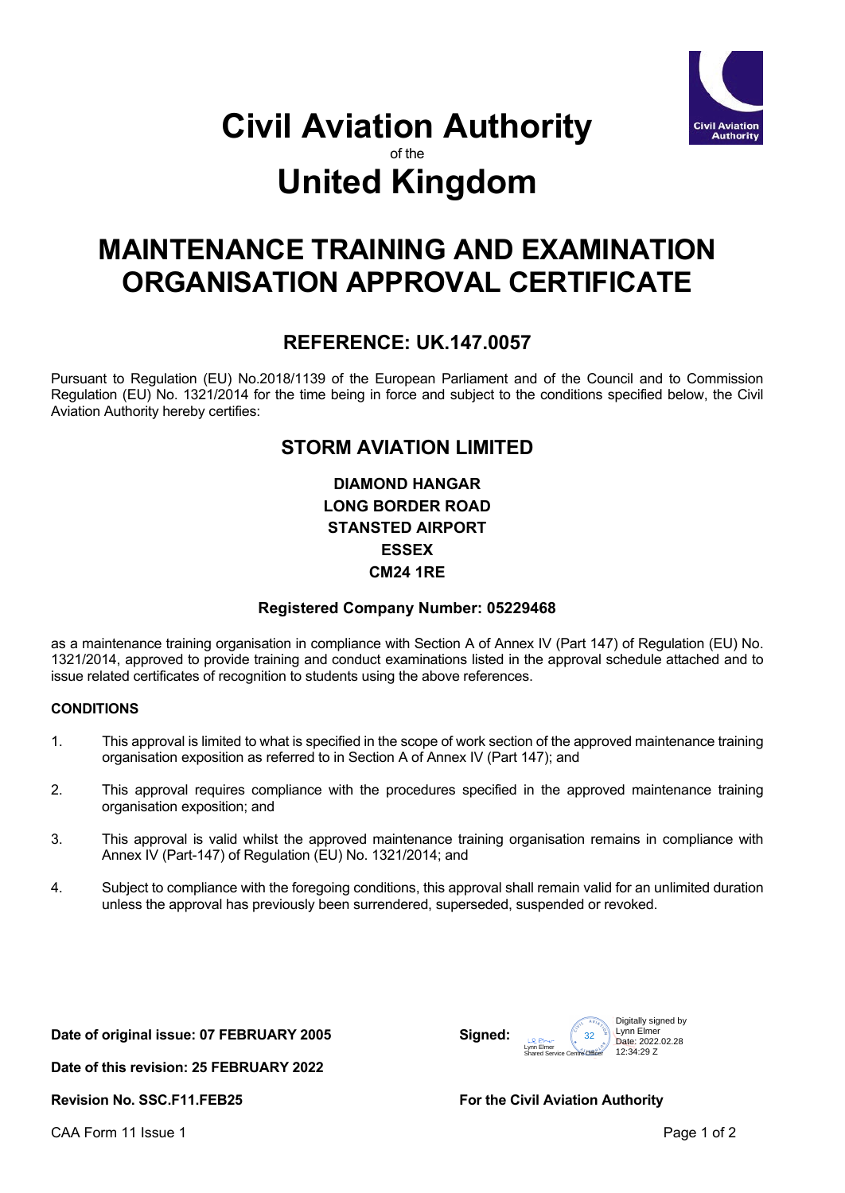# Civil Aviation Authority

of the

# United Kingdom

# MAINTENANCE TRAINING AND EXAMINATION ORGANISATION APPROVAL CERTIFICATE

## REFERENCE: UK.147.0057

Pursuant to Regulation (EU) No.2018/1139 of the European Parliament and of the Council and to Commission Regulation (EU) No. 1321/2014 for the time being in force and subject to the conditions specified below, the Civil Aviation Authority hereby certifies:

## STORM AVIATION LIMITED

**DIAMOND HANGAR**
**LONG BORDER ROAD**
**STANSTED AIRPORT**
**ESSEX**
**CM24 1RE**

**Registered Company Number: 05229468**

as a maintenance training organisation in compliance with Section A of Annex IV (Part 147) of Regulation (EU) No. 1321/2014, approved to provide training and conduct examinations listed in the approval schedule attached and to issue related certificates of recognition to students using the above references.

**CONDITIONS**

1. This approval is limited to what is specified in the scope of work section of the approved maintenance training organisation exposition as referred to in Section A of Annex IV (Part 147); and

2. This approval requires compliance with the procedures specified in the approved maintenance training organisation exposition; and

3. This approval is valid whilst the approved maintenance training organisation remains in compliance with Annex IV (Part-147) of Regulation (EU) No. 1321/2014; and

4. Subject to compliance with the foregoing conditions, this approval shall remain valid for an unlimited duration unless the approval has previously been surrendered, superseded, suspended or revoked.

**Date of original issue: 07 FEBRUARY 2005**

**Date of this revision: 25 FEBRUARY 2022**

**Revision No. SSC.F11.FEB25**

**Signed:** Lynn Elmer, Shared Service Centre Officer — Digitally signed by Lynn Elmer Date: 2022.02.28 12:34:29 Z

**For the Civil Aviation Authority**

CAA Form 11 Issue 1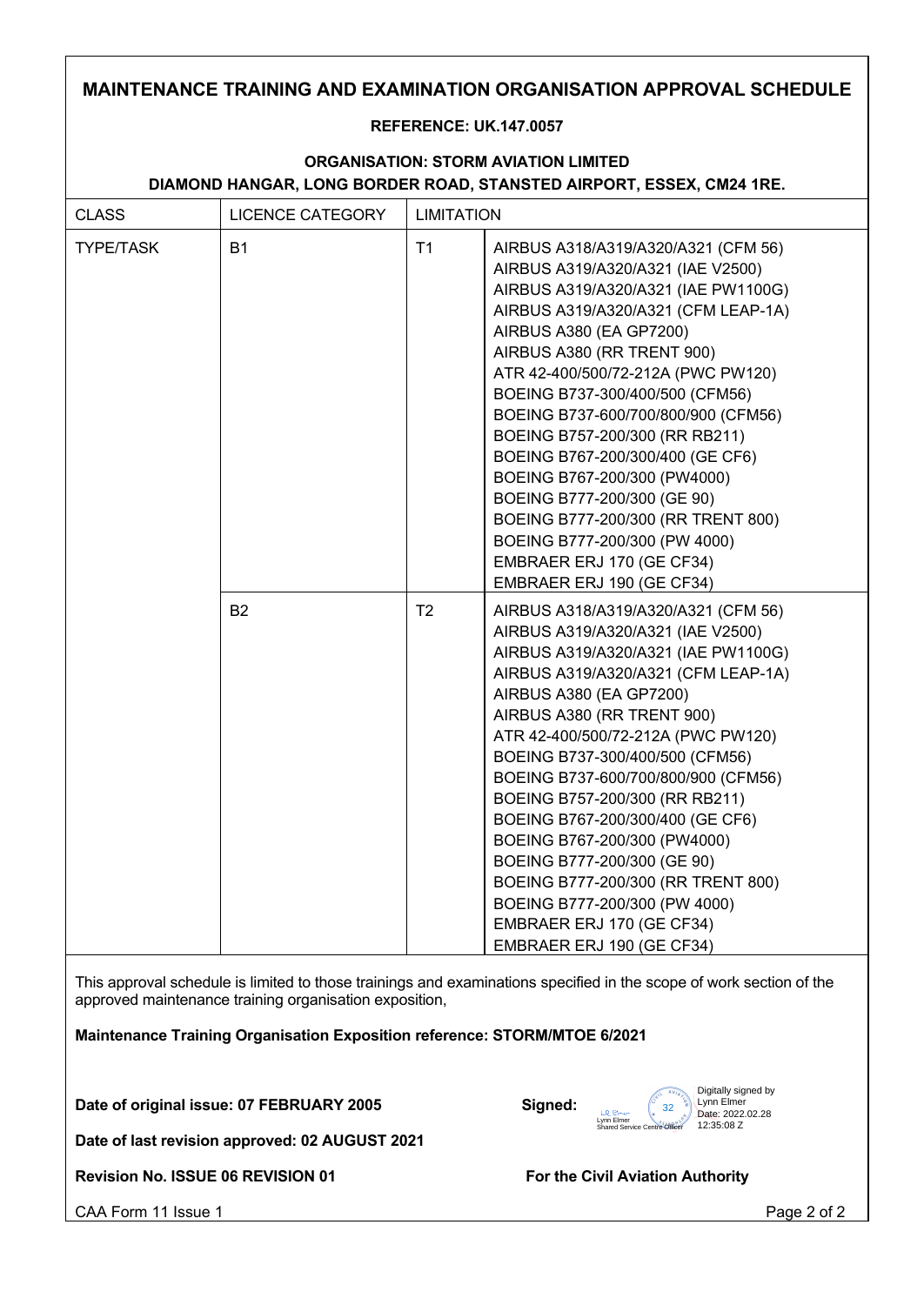# MAINTENANCE TRAINING AND EXAMINATION ORGANISATION APPROVAL SCHEDULE

**REFERENCE: UK.147.0057**

**ORGANISATION: STORM AVIATION LIMITED**
**DIAMOND HANGAR, LONG BORDER ROAD, STANSTED AIRPORT, ESSEX, CM24 1RE.**

| CLASS | LICENCE CATEGORY | LIMITATION | |
|---|---|---|---|
| TYPE/TASK | B1 | T1 | AIRBUS A318/A319/A320/A321 (CFM 56)<br>AIRBUS A319/A320/A321 (IAE V2500)<br>AIRBUS A319/A320/A321 (IAE PW1100G)<br>AIRBUS A319/A320/A321 (CFM LEAP-1A)<br>AIRBUS A380 (EA GP7200)<br>AIRBUS A380 (RR TRENT 900)<br>ATR 42-400/500/72-212A (PWC PW120)<br>BOEING B737-300/400/500 (CFM56)<br>BOEING B737-600/700/800/900 (CFM56)<br>BOEING B757-200/300 (RR RB211)<br>BOEING B767-200/300/400 (GE CF6)<br>BOEING B767-200/300 (PW4000)<br>BOEING B777-200/300 (GE 90)<br>BOEING B777-200/300 (RR TRENT 800)<br>BOEING B777-200/300 (PW 4000)<br>EMBRAER ERJ 170 (GE CF34)<br>EMBRAER ERJ 190 (GE CF34) |
| | B2 | T2 | AIRBUS A318/A319/A320/A321 (CFM 56)<br>AIRBUS A319/A320/A321 (IAE V2500)<br>AIRBUS A319/A320/A321 (IAE PW1100G)<br>AIRBUS A319/A320/A321 (CFM LEAP-1A)<br>AIRBUS A380 (EA GP7200)<br>AIRBUS A380 (RR TRENT 900)<br>ATR 42-400/500/72-212A (PWC PW120)<br>BOEING B737-300/400/500 (CFM56)<br>BOEING B737-600/700/800/900 (CFM56)<br>BOEING B757-200/300 (RR RB211)<br>BOEING B767-200/300/400 (GE CF6)<br>BOEING B767-200/300 (PW4000)<br>BOEING B777-200/300 (GE 90)<br>BOEING B777-200/300 (RR TRENT 800)<br>BOEING B777-200/300 (PW 4000)<br>EMBRAER ERJ 170 (GE CF34)<br>EMBRAER ERJ 190 (GE CF34) |

This approval schedule is limited to those trainings and examinations specified in the scope of work section of the approved maintenance training organisation exposition,

**Maintenance Training Organisation Exposition reference: STORM/MTOE 6/2021**

**Date of original issue: 07 FEBRUARY 2005**

**Signed:** Lynn Elmer, Shared Service Centre Officer — Digitally signed by Lynn Elmer, Date: 2022.02.28 12:35:08 Z

**Date of last revision approved: 02 AUGUST 2021**

**Revision No. ISSUE 06 REVISION 01**

**For the Civil Aviation Authority**

CAA Form 11 Issue 1